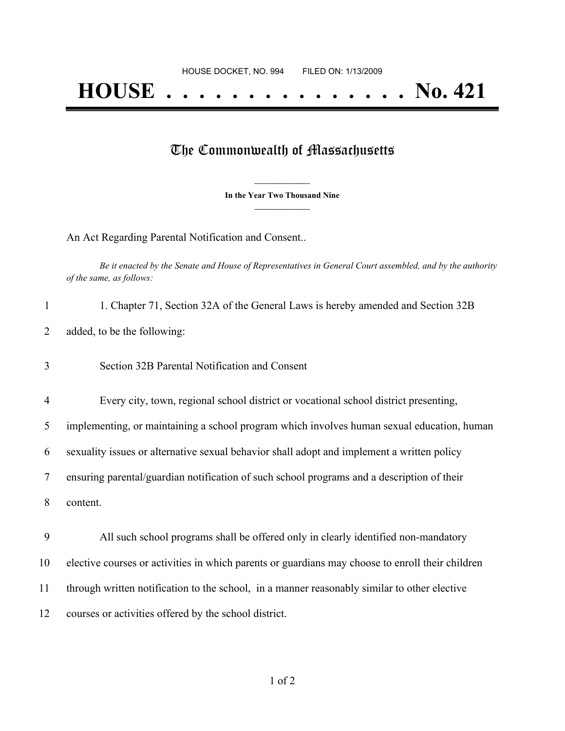HOUSE DOCKET, NO. 994 FILED ON: 1/13/2009

# HOUSE . . . . . . . . . . . . . . . No. 421

## The Commonwealth of Massachusetts

**In the Year Two Thousand Nine**

An Act Regarding Parental Notification and Consent..

*Be it enacted by the Senate and House of Representatives in General Court assembled, and by the authority of the same, as follows:*

1. Chapter 71, Section 32A of the General Laws is hereby amended and Section 32B added, to be the following:

Section 32B Parental Notification and Consent

Every city, town, regional school district or vocational school district presenting, implementing, or maintaining a school program which involves human sexual education, human sexuality issues or alternative sexual behavior shall adopt and implement a written policy ensuring parental/guardian notification of such school programs and a description of their content.

All such school programs shall be offered only in clearly identified non-mandatory elective courses or activities in which parents or guardians may choose to enroll their children through written notification to the school, in a manner reasonably similar to other elective courses or activities offered by the school district.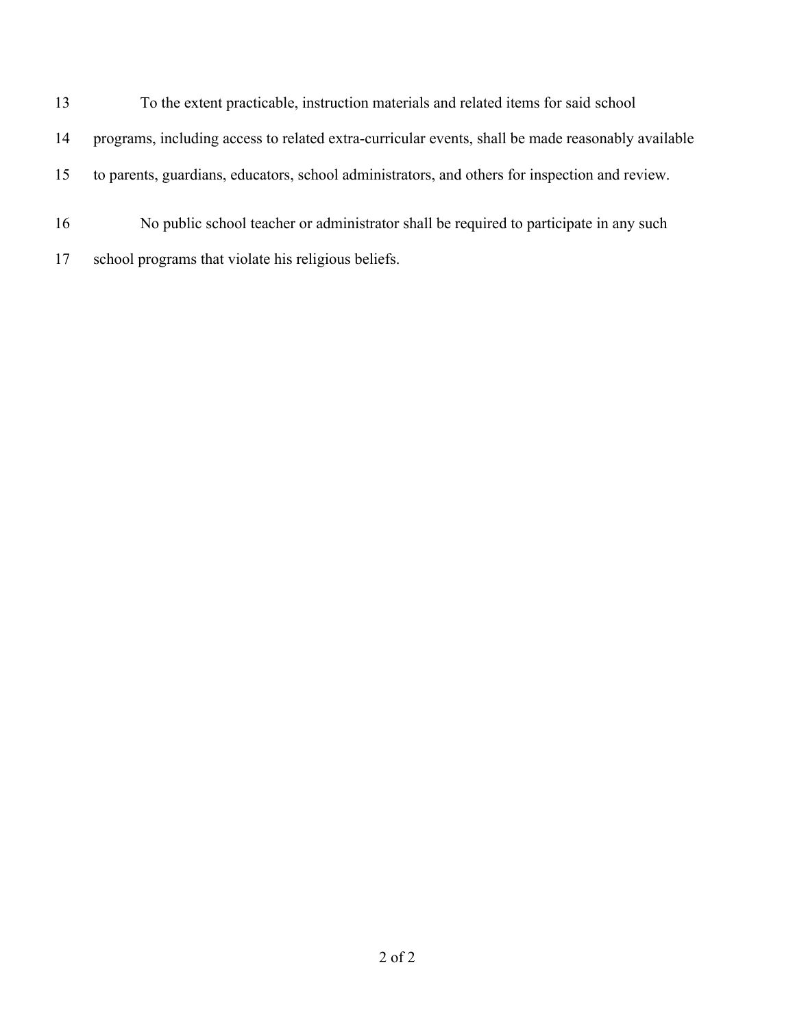To the extent practicable, instruction materials and related items for said school programs, including access to related extra-curricular events, shall be made reasonably available to parents, guardians, educators, school administrators, and others for inspection and review.

No public school teacher or administrator shall be required to participate in any such school programs that violate his religious beliefs.